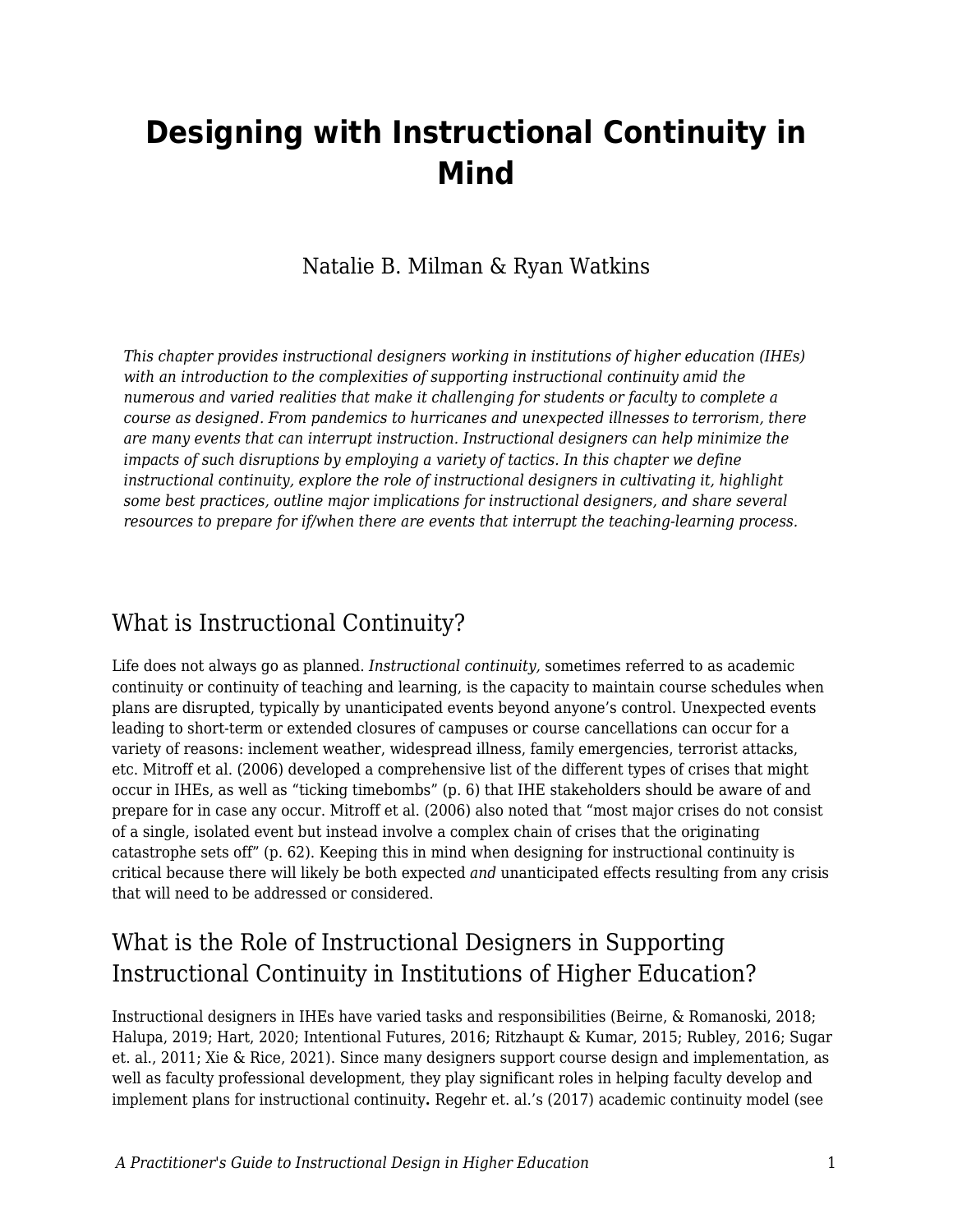# Designing with Instructional Continuity in Mind

Natalie B. Milman & Ryan Watkins

*This chapter provides instructional designers working in institutions of higher education (IHEs) with an introduction to the complexities of supporting instructional continuity amid the numerous and varied realities that make it challenging for students or faculty to complete a course as designed. From pandemics to hurricanes and unexpected illnesses to terrorism, there are many events that can interrupt instruction. Instructional designers can help minimize the impacts of such disruptions by employing a variety of tactics. In this chapter we define instructional continuity, explore the role of instructional designers in cultivating it, highlight some best practices, outline major implications for instructional designers, and share several resources to prepare for if/when there are events that interrupt the teaching-learning process.*

## What is Instructional Continuity?

Life does not always go as planned. *Instructional continuity,* sometimes referred to as academic continuity or continuity of teaching and learning, is the capacity to maintain course schedules when plans are disrupted, typically by unanticipated events beyond anyone's control. Unexpected events leading to short-term or extended closures of campuses or course cancellations can occur for a variety of reasons: inclement weather, widespread illness, family emergencies, terrorist attacks, etc. Mitroff et al. (2006) developed a comprehensive list of the different types of crises that might occur in IHEs, as well as "ticking timebombs" (p. 6) that IHE stakeholders should be aware of and prepare for in case any occur. Mitroff et al. (2006) also noted that "most major crises do not consist of a single, isolated event but instead involve a complex chain of crises that the originating catastrophe sets off" (p. 62). Keeping this in mind when designing for instructional continuity is critical because there will likely be both expected *and* unanticipated effects resulting from any crisis that will need to be addressed or considered.

## What is the Role of Instructional Designers in Supporting Instructional Continuity in Institutions of Higher Education?

Instructional designers in IHEs have varied tasks and responsibilities (Beirne, & Romanoski, 2018; Halupa, 2019; Hart, 2020; Intentional Futures, 2016; Ritzhaupt & Kumar, 2015; Rubley, 2016; Sugar et. al., 2011; Xie & Rice, 2021). Since many designers support course design and implementation, as well as faculty professional development, they play significant roles in helping faculty develop and implement plans for instructional continuity**.** Regehr et. al.'s (2017) academic continuity model (see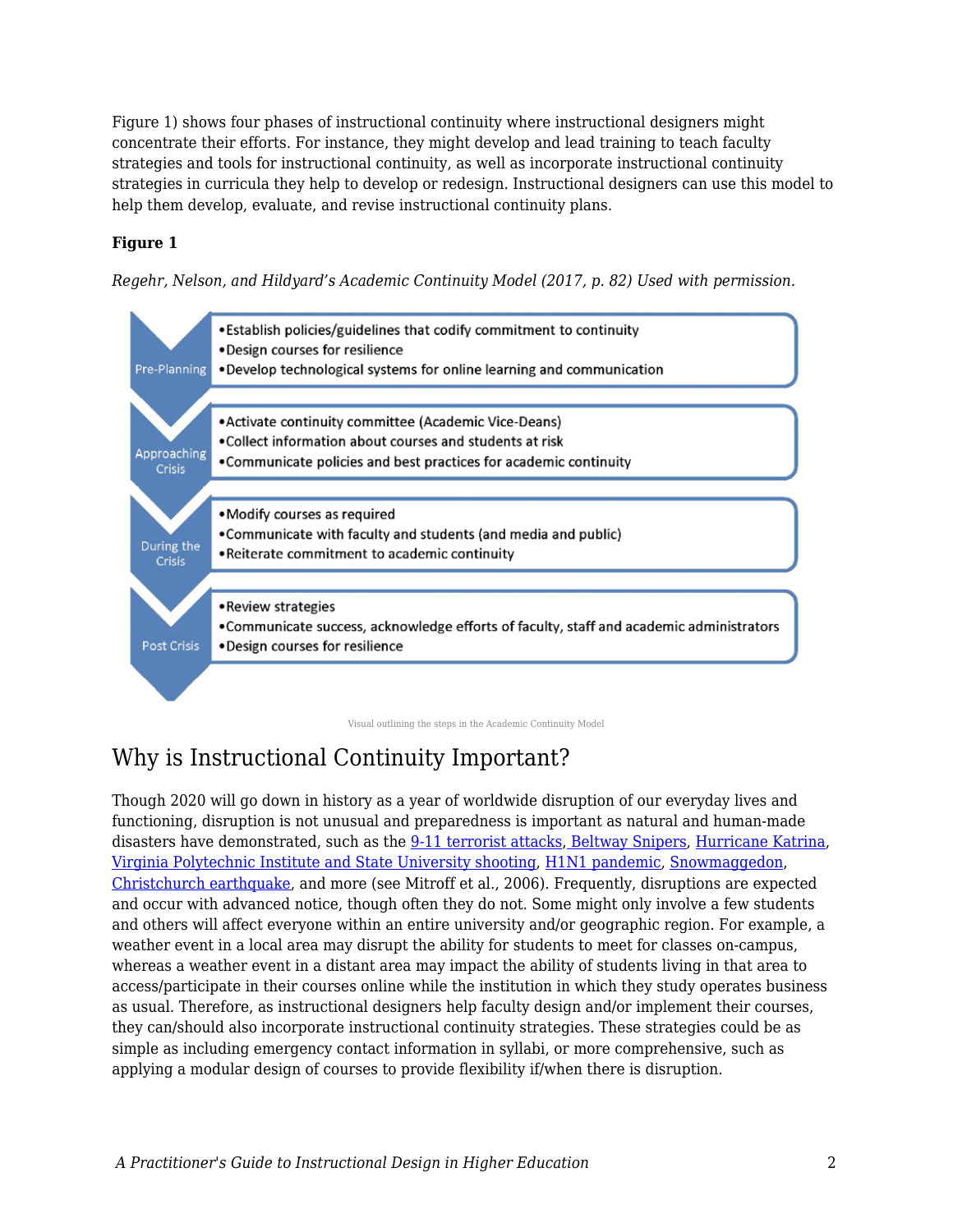Figure 1) shows four phases of instructional continuity where instructional designers might concentrate their efforts. For instance, they might develop and lead training to teach faculty strategies and tools for instructional continuity, as well as incorporate instructional continuity strategies in curricula they help to develop or redesign. Instructional designers can use this model to help them develop, evaluate, and revise instructional continuity plans.

**Figure 1**

*Regehr, Nelson, and Hildyard's Academic Continuity Model (2017, p. 82) Used with permission.*

**Pre-Planning**
- Establish policies/guidelines that codify commitment to continuity
- Design courses for resilience
- Develop technological systems for online learning and communication

**Approaching Crisis**
- Activate continuity committee (Academic Vice-Deans)
- Collect information about courses and students at risk
- Communicate policies and best practices for academic continuity

**During the Crisis**
- Modify courses as required
- Communicate with faculty and students (and media and public)
- Reiterate commitment to academic continuity

**Post Crisis**
- Review strategies
- Communicate success, acknowledge efforts of faculty, staff and academic administrators
- Design courses for resilience

Visual outlining the steps in the Academic Continuity Model

## Why is Instructional Continuity Important?

Though 2020 will go down in history as a year of worldwide disruption of our everyday lives and functioning, disruption is not unusual and preparedness is important as natural and human-made disasters have demonstrated, such as the 9-11 terrorist attacks, Beltway Snipers, Hurricane Katrina, Virginia Polytechnic Institute and State University shooting, H1N1 pandemic, Snowmaggedon, Christchurch earthquake, and more (see Mitroff et al., 2006). Frequently, disruptions are expected and occur with advanced notice, though often they do not. Some might only involve a few students and others will affect everyone within an entire university and/or geographic region. For example, a weather event in a local area may disrupt the ability for students to meet for classes on-campus, whereas a weather event in a distant area may impact the ability of students living in that area to access/participate in their courses online while the institution in which they study operates business as usual. Therefore, as instructional designers help faculty design and/or implement their courses, they can/should also incorporate instructional continuity strategies. These strategies could be as simple as including emergency contact information in syllabi, or more comprehensive, such as applying a modular design of courses to provide flexibility if/when there is disruption.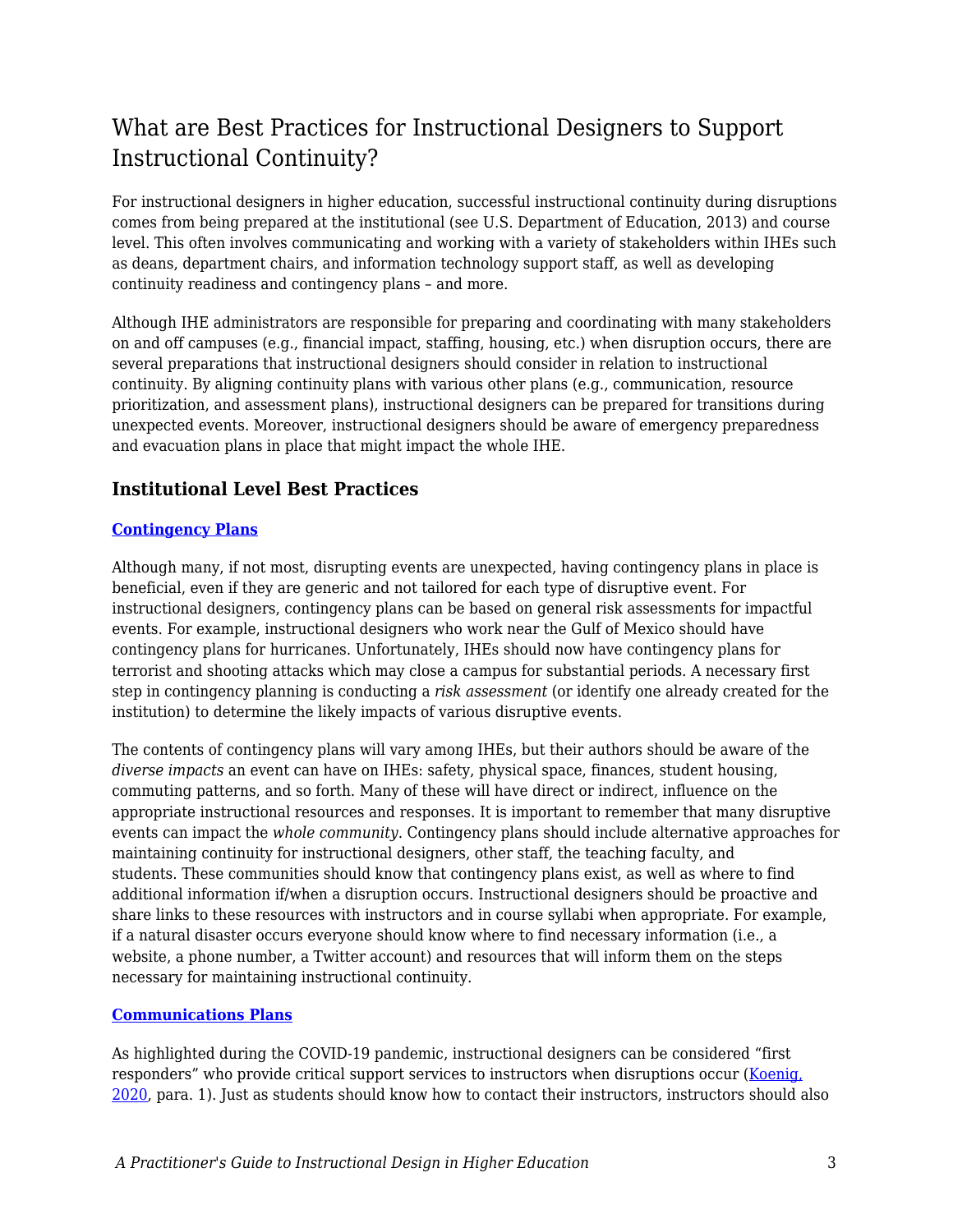## What are Best Practices for Instructional Designers to Support Instructional Continuity?

For instructional designers in higher education, successful instructional continuity during disruptions comes from being prepared at the institutional (see U.S. Department of Education, 2013) and course level. This often involves communicating and working with a variety of stakeholders within IHEs such as deans, department chairs, and information technology support staff, as well as developing continuity readiness and contingency plans – and more.

Although IHE administrators are responsible for preparing and coordinating with many stakeholders on and off campuses (e.g., financial impact, staffing, housing, etc.) when disruption occurs, there are several preparations that instructional designers should consider in relation to instructional continuity. By aligning continuity plans with various other plans (e.g., communication, resource prioritization, and assessment plans), instructional designers can be prepared for transitions during unexpected events. Moreover, instructional designers should be aware of emergency preparedness and evacuation plans in place that might impact the whole IHE.

### Institutional Level Best Practices

**[Contingency Plans]**

Although many, if not most, disrupting events are unexpected, having contingency plans in place is beneficial, even if they are generic and not tailored for each type of disruptive event. For instructional designers, contingency plans can be based on general risk assessments for impactful events. For example, instructional designers who work near the Gulf of Mexico should have contingency plans for hurricanes. Unfortunately, IHEs should now have contingency plans for terrorist and shooting attacks which may close a campus for substantial periods. A necessary first step in contingency planning is conducting a *risk assessment* (or identify one already created for the institution) to determine the likely impacts of various disruptive events.

The contents of contingency plans will vary among IHEs, but their authors should be aware of the *diverse impacts* an event can have on IHEs: safety, physical space, finances, student housing, commuting patterns, and so forth. Many of these will have direct or indirect, influence on the appropriate instructional resources and responses. It is important to remember that many disruptive events can impact the *whole community*. Contingency plans should include alternative approaches for maintaining continuity for instructional designers, other staff, the teaching faculty, and students. These communities should know that contingency plans exist, as well as where to find additional information if/when a disruption occurs. Instructional designers should be proactive and share links to these resources with instructors and in course syllabi when appropriate. For example, if a natural disaster occurs everyone should know where to find necessary information (i.e., a website, a phone number, a Twitter account) and resources that will inform them on the steps necessary for maintaining instructional continuity.

**[Communications Plans]**

As highlighted during the COVID-19 pandemic, instructional designers can be considered "first responders" who provide critical support services to instructors when disruptions occur (Koenig, 2020, para. 1). Just as students should know how to contact their instructors, instructors should also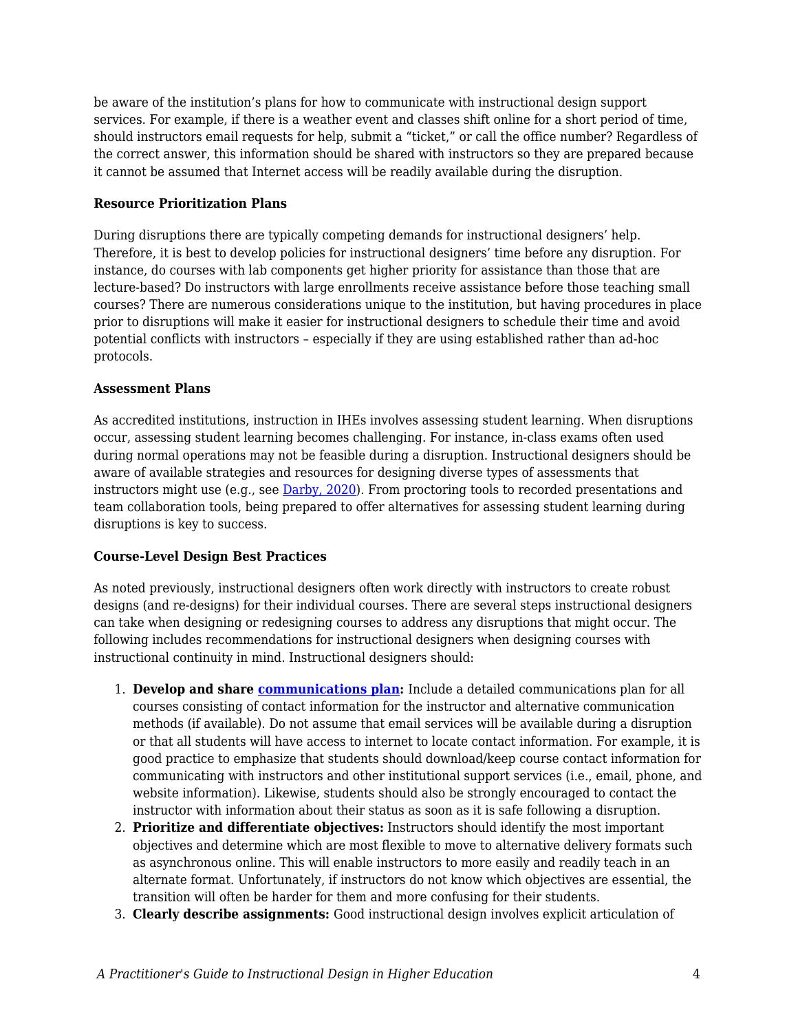be aware of the institution's plans for how to communicate with instructional design support services. For example, if there is a weather event and classes shift online for a short period of time, should instructors email requests for help, submit a "ticket," or call the office number? Regardless of the correct answer, this information should be shared with instructors so they are prepared because it cannot be assumed that Internet access will be readily available during the disruption.

**Resource Prioritization Plans**

During disruptions there are typically competing demands for instructional designers' help. Therefore, it is best to develop policies for instructional designers' time before any disruption. For instance, do courses with lab components get higher priority for assistance than those that are lecture-based? Do instructors with large enrollments receive assistance before those teaching small courses? There are numerous considerations unique to the institution, but having procedures in place prior to disruptions will make it easier for instructional designers to schedule their time and avoid potential conflicts with instructors – especially if they are using established rather than ad-hoc protocols.

**Assessment Plans**

As accredited institutions, instruction in IHEs involves assessing student learning. When disruptions occur, assessing student learning becomes challenging. For instance, in-class exams often used during normal operations may not be feasible during a disruption. Instructional designers should be aware of available strategies and resources for designing diverse types of assessments that instructors might use (e.g., see Darby, 2020). From proctoring tools to recorded presentations and team collaboration tools, being prepared to offer alternatives for assessing student learning during disruptions is key to success.

**Course-Level Design Best Practices**

As noted previously, instructional designers often work directly with instructors to create robust designs (and re-designs) for their individual courses. There are several steps instructional designers can take when designing or redesigning courses to address any disruptions that might occur. The following includes recommendations for instructional designers when designing courses with instructional continuity in mind. Instructional designers should:

1. **Develop and share communications plan:** Include a detailed communications plan for all courses consisting of contact information for the instructor and alternative communication methods (if available). Do not assume that email services will be available during a disruption or that all students will have access to internet to locate contact information. For example, it is good practice to emphasize that students should download/keep course contact information for communicating with instructors and other institutional support services (i.e., email, phone, and website information). Likewise, students should also be strongly encouraged to contact the instructor with information about their status as soon as it is safe following a disruption.
2. **Prioritize and differentiate objectives:** Instructors should identify the most important objectives and determine which are most flexible to move to alternative delivery formats such as asynchronous online. This will enable instructors to more easily and readily teach in an alternate format. Unfortunately, if instructors do not know which objectives are essential, the transition will often be harder for them and more confusing for their students.
3. **Clearly describe assignments:** Good instructional design involves explicit articulation of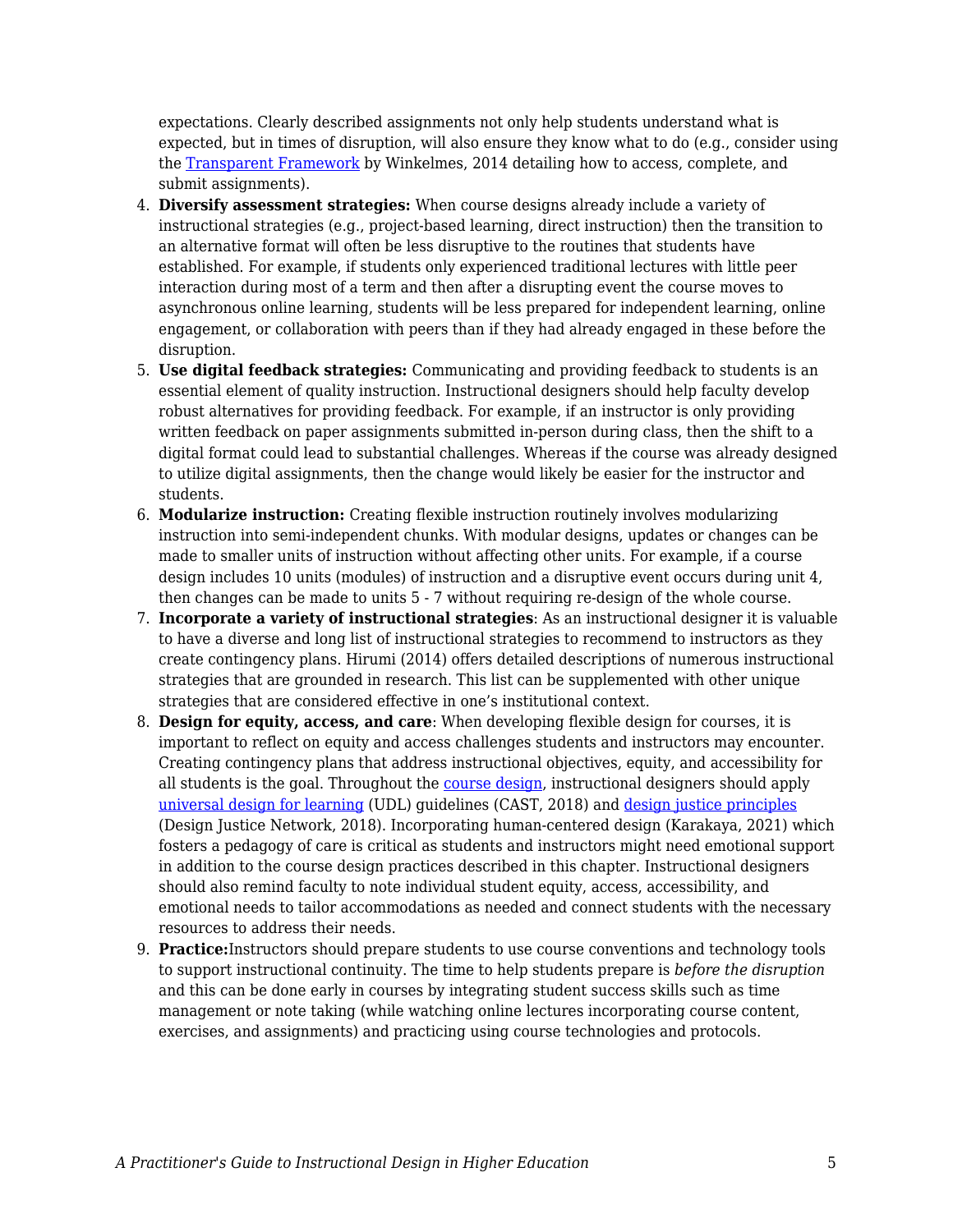expectations. Clearly described assignments not only help students understand what is expected, but in times of disruption, will also ensure they know what to do (e.g., consider using the [Transparent Framework] by Winkelmes, 2014 detailing how to access, complete, and submit assignments).

4. **Diversify assessment strategies:** When course designs already include a variety of instructional strategies (e.g., project-based learning, direct instruction) then the transition to an alternative format will often be less disruptive to the routines that students have established. For example, if students only experienced traditional lectures with little peer interaction during most of a term and then after a disrupting event the course moves to asynchronous online learning, students will be less prepared for independent learning, online engagement, or collaboration with peers than if they had already engaged in these before the disruption.
5. **Use digital feedback strategies:** Communicating and providing feedback to students is an essential element of quality instruction. Instructional designers should help faculty develop robust alternatives for providing feedback. For example, if an instructor is only providing written feedback on paper assignments submitted in-person during class, then the shift to a digital format could lead to substantial challenges. Whereas if the course was already designed to utilize digital assignments, then the change would likely be easier for the instructor and students.
6. **Modularize instruction:** Creating flexible instruction routinely involves modularizing instruction into semi-independent chunks. With modular designs, updates or changes can be made to smaller units of instruction without affecting other units. For example, if a course design includes 10 units (modules) of instruction and a disruptive event occurs during unit 4, then changes can be made to units 5 - 7 without requiring re-design of the whole course.
7. **Incorporate a variety of instructional strategies**: As an instructional designer it is valuable to have a diverse and long list of instructional strategies to recommend to instructors as they create contingency plans. Hirumi (2014) offers detailed descriptions of numerous instructional strategies that are grounded in research. This list can be supplemented with other unique strategies that are considered effective in one's institutional context.
8. **Design for equity, access, and care**: When developing flexible design for courses, it is important to reflect on equity and access challenges students and instructors may encounter. Creating contingency plans that address instructional objectives, equity, and accessibility for all students is the goal. Throughout the [course design], instructional designers should apply [universal design for learning] (UDL) guidelines (CAST, 2018) and [design justice principles] (Design Justice Network, 2018). Incorporating human-centered design (Karakaya, 2021) which fosters a pedagogy of care is critical as students and instructors might need emotional support in addition to the course design practices described in this chapter. Instructional designers should also remind faculty to note individual student equity, access, accessibility, and emotional needs to tailor accommodations as needed and connect students with the necessary resources to address their needs.
9. **Practice:** Instructors should prepare students to use course conventions and technology tools to support instructional continuity. The time to help students prepare is *before the disruption* and this can be done early in courses by integrating student success skills such as time management or note taking (while watching online lectures incorporating course content, exercises, and assignments) and practicing using course technologies and protocols.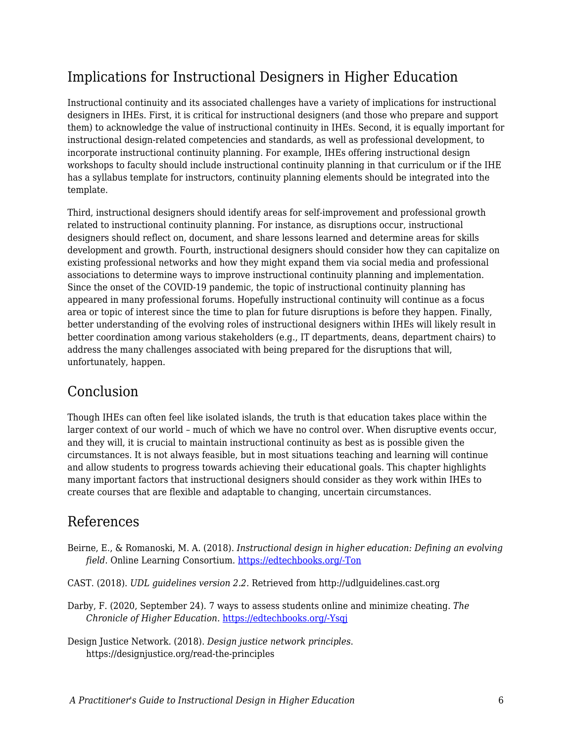## Implications for Instructional Designers in Higher Education

Instructional continuity and its associated challenges have a variety of implications for instructional designers in IHEs. First, it is critical for instructional designers (and those who prepare and support them) to acknowledge the value of instructional continuity in IHEs. Second, it is equally important for instructional design-related competencies and standards, as well as professional development, to incorporate instructional continuity planning. For example, IHEs offering instructional design workshops to faculty should include instructional continuity planning in that curriculum or if the IHE has a syllabus template for instructors, continuity planning elements should be integrated into the template.

Third, instructional designers should identify areas for self-improvement and professional growth related to instructional continuity planning. For instance, as disruptions occur, instructional designers should reflect on, document, and share lessons learned and determine areas for skills development and growth. Fourth, instructional designers should consider how they can capitalize on existing professional networks and how they might expand them via social media and professional associations to determine ways to improve instructional continuity planning and implementation. Since the onset of the COVID-19 pandemic, the topic of instructional continuity planning has appeared in many professional forums. Hopefully instructional continuity will continue as a focus area or topic of interest since the time to plan for future disruptions is before they happen. Finally, better understanding of the evolving roles of instructional designers within IHEs will likely result in better coordination among various stakeholders (e.g., IT departments, deans, department chairs) to address the many challenges associated with being prepared for the disruptions that will, unfortunately, happen.

## Conclusion

Though IHEs can often feel like isolated islands, the truth is that education takes place within the larger context of our world – much of which we have no control over. When disruptive events occur, and they will, it is crucial to maintain instructional continuity as best as is possible given the circumstances. It is not always feasible, but in most situations teaching and learning will continue and allow students to progress towards achieving their educational goals. This chapter highlights many important factors that instructional designers should consider as they work within IHEs to create courses that are flexible and adaptable to changing, uncertain circumstances.

## References

Beirne, E., & Romanoski, M. A. (2018). *Instructional design in higher education: Defining an evolving field.* Online Learning Consortium. https://edtechbooks.org/-Ton

CAST. (2018). *UDL guidelines version 2.2.* Retrieved from http://udlguidelines.cast.org

Darby, F. (2020, September 24). 7 ways to assess students online and minimize cheating. *The Chronicle of Higher Education.* https://edtechbooks.org/-Ysqj

Design Justice Network. (2018). *Design justice network principles.* https://designjustice.org/read-the-principles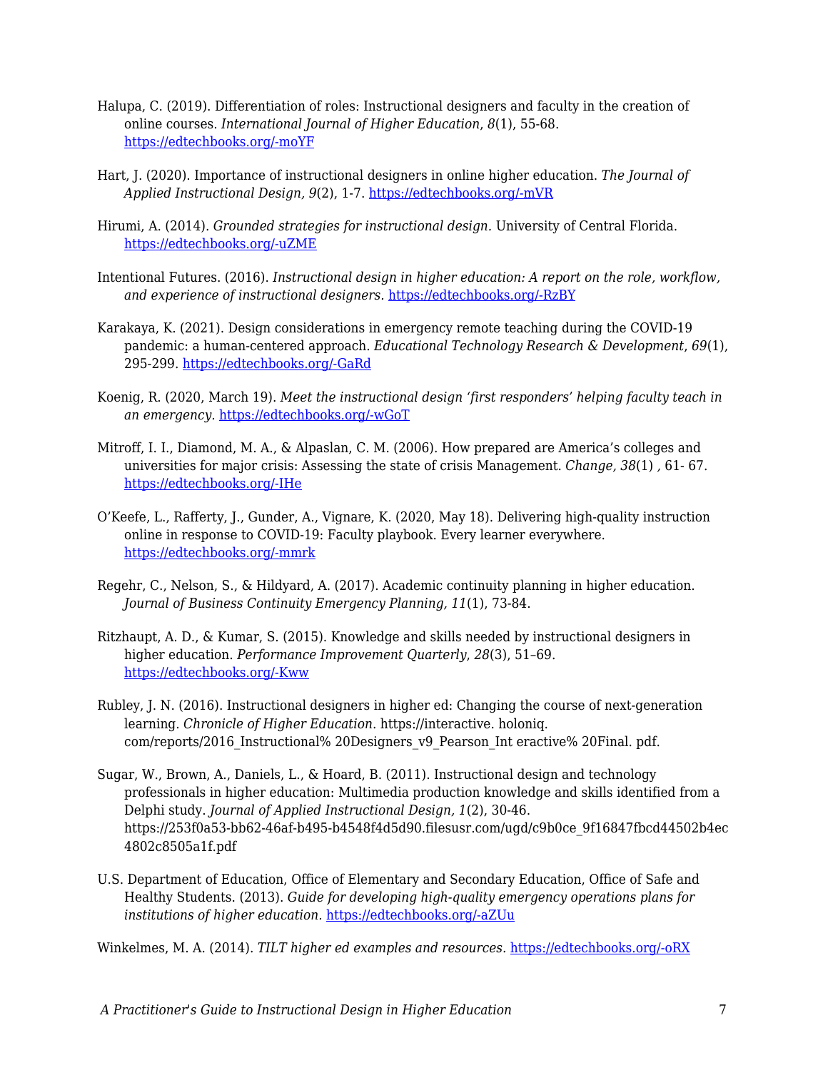Halupa, C. (2019). Differentiation of roles: Instructional designers and faculty in the creation of online courses. *International Journal of Higher Education*, *8*(1), 55-68. https://edtechbooks.org/-moYF

Hart, J. (2020). Importance of instructional designers in online higher education. *The Journal of Applied Instructional Design, 9*(2), 1-7. https://edtechbooks.org/-mVR

Hirumi, A. (2014). *Grounded strategies for instructional design.* University of Central Florida. https://edtechbooks.org/-uZME

Intentional Futures. (2016). *Instructional design in higher education: A report on the role, workflow, and experience of instructional designers.* https://edtechbooks.org/-RzBY

Karakaya, K. (2021). Design considerations in emergency remote teaching during the COVID-19 pandemic: a human-centered approach. *Educational Technology Research & Development*, *69*(1), 295-299. https://edtechbooks.org/-GaRd

Koenig, R. (2020, March 19). *Meet the instructional design 'first responders' helping faculty teach in an emergency.* https://edtechbooks.org/-wGoT

Mitroff, I. I., Diamond, M. A., & Alpaslan, C. M. (2006). How prepared are America's colleges and universities for major crisis: Assessing the state of crisis Management. *Change, 38*(1) , 61- 67. https://edtechbooks.org/-IHe

O'Keefe, L., Rafferty, J., Gunder, A., Vignare, K. (2020, May 18). Delivering high-quality instruction online in response to COVID-19: Faculty playbook. Every learner everywhere. https://edtechbooks.org/-mmrk

Regehr, C., Nelson, S., & Hildyard, A. (2017). Academic continuity planning in higher education. *Journal of Business Continuity Emergency Planning, 11*(1), 73-84.

Ritzhaupt, A. D., & Kumar, S. (2015). Knowledge and skills needed by instructional designers in higher education. *Performance Improvement Quarterly*, *28*(3), 51–69. https://edtechbooks.org/-Kww

Rubley, J. N. (2016). Instructional designers in higher ed: Changing the course of next-generation learning. *Chronicle of Higher Education*. https://interactive. holoniq. com/reports/2016_Instructional% 20Designers_v9_Pearson_Int eractive% 20Final. pdf.

Sugar, W., Brown, A., Daniels, L., & Hoard, B. (2011). Instructional design and technology professionals in higher education: Multimedia production knowledge and skills identified from a Delphi study. *Journal of Applied Instructional Design, 1*(2), 30-46. https://253f0a53-bb62-46af-b495-b4548f4d5d90.filesusr.com/ugd/c9b0ce_9f16847fbcd44502b4ec4802c8505a1f.pdf

U.S. Department of Education, Office of Elementary and Secondary Education, Office of Safe and Healthy Students. (2013). *Guide for developing high-quality emergency operations plans for institutions of higher education.* https://edtechbooks.org/-aZUu

Winkelmes, M. A. (2014). *TILT higher ed examples and resources.* https://edtechbooks.org/-oRX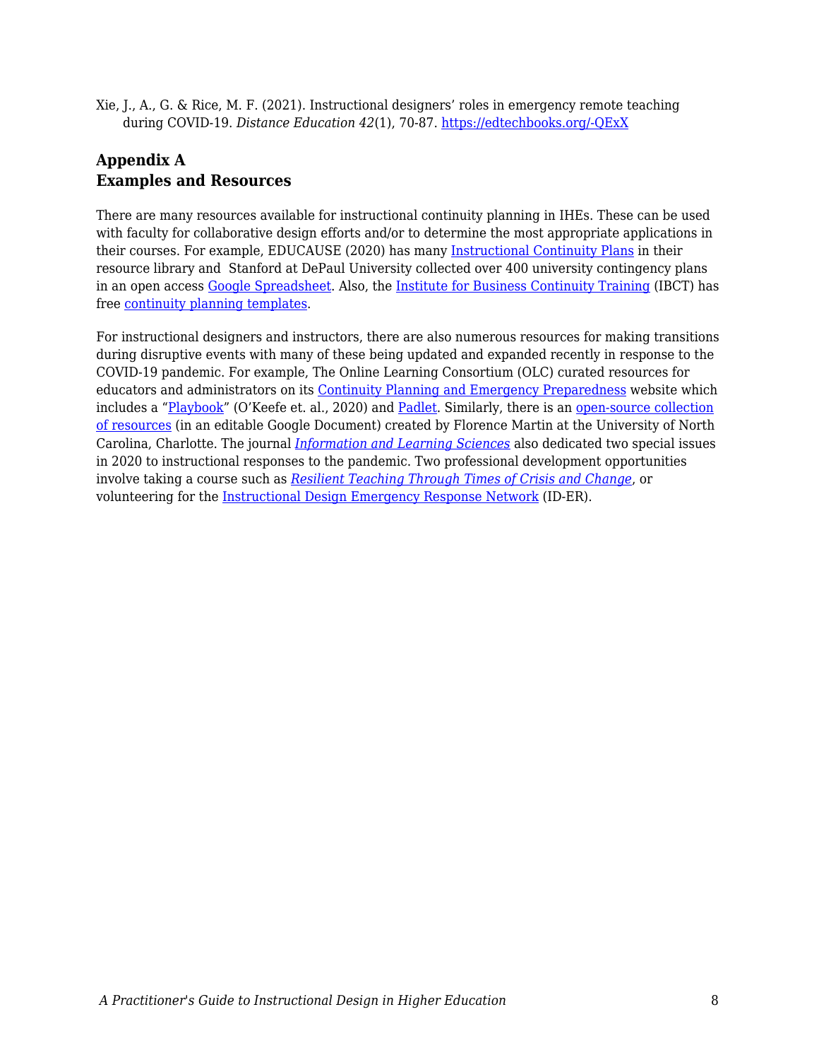Xie, J., A., G. & Rice, M. F. (2021). Instructional designers' roles in emergency remote teaching during COVID-19. *Distance Education 42*(1), 70-87. https://edtechbooks.org/-QExX

## Appendix A
## Examples and Resources

There are many resources available for instructional continuity planning in IHEs. These can be used with faculty for collaborative design efforts and/or to determine the most appropriate applications in their courses. For example, EDUCAUSE (2020) has many Instructional Continuity Plans in their resource library and Stanford at DePaul University collected over 400 university contingency plans in an open access Google Spreadsheet. Also, the Institute for Business Continuity Training (IBCT) has free continuity planning templates.

For instructional designers and instructors, there are also numerous resources for making transitions during disruptive events with many of these being updated and expanded recently in response to the COVID-19 pandemic. For example, The Online Learning Consortium (OLC) curated resources for educators and administrators on its Continuity Planning and Emergency Preparedness website which includes a "Playbook" (O'Keefe et. al., 2020) and Padlet. Similarly, there is an open-source collection of resources (in an editable Google Document) created by Florence Martin at the University of North Carolina, Charlotte. The journal *Information and Learning Sciences* also dedicated two special issues in 2020 to instructional responses to the pandemic. Two professional development opportunities involve taking a course such as *Resilient Teaching Through Times of Crisis and Change*, or volunteering for the Instructional Design Emergency Response Network (ID-ER).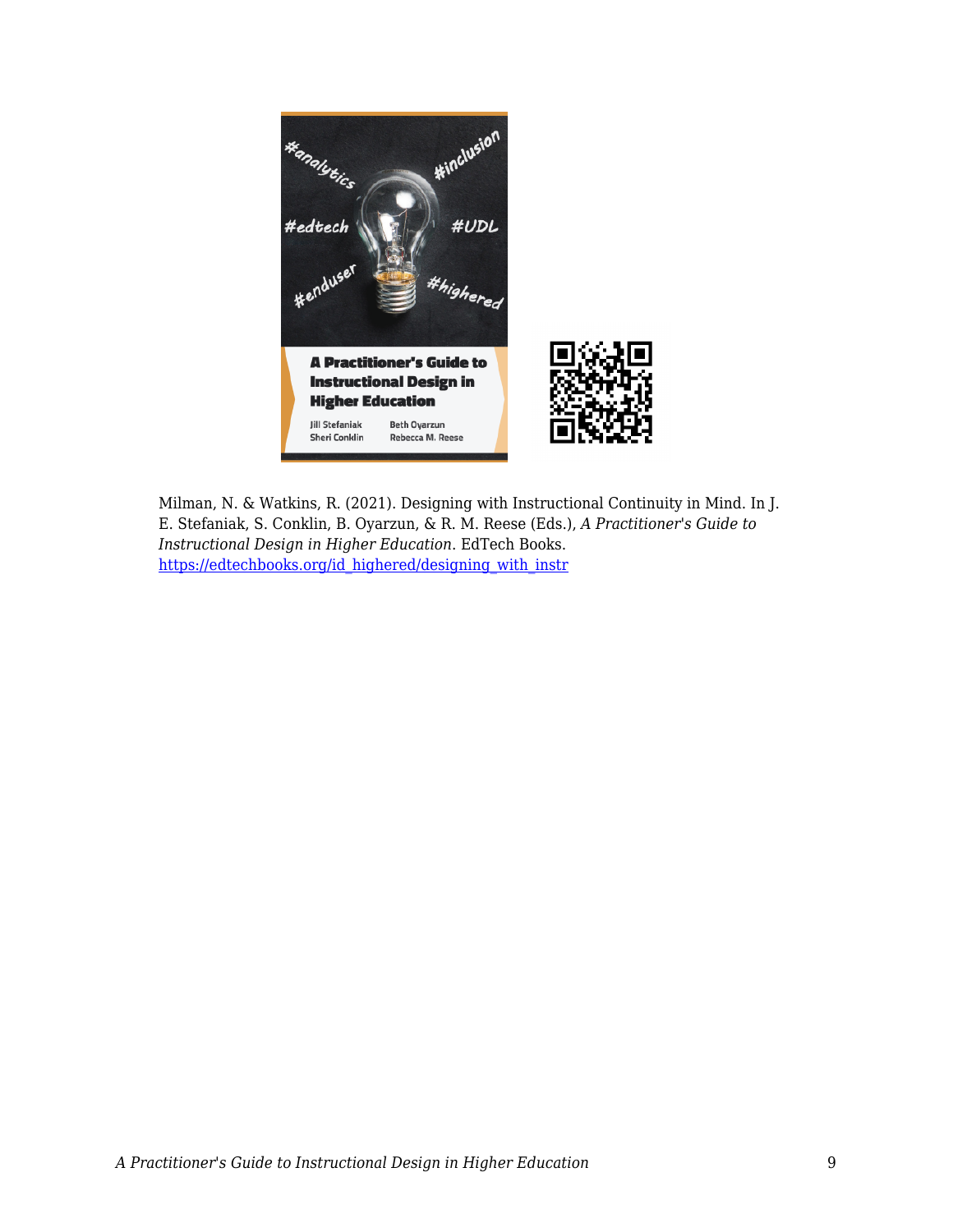Milman, N. & Watkins, R. (2021). Designing with Instructional Continuity in Mind. In J. E. Stefaniak, S. Conklin, B. Oyarzun, & R. M. Reese (Eds.), *A Practitioner's Guide to Instructional Design in Higher Education*. EdTech Books. [https://edtechbooks.org/id_highered/designing_with_instr](https://edtechbooks.org/id_highered/designing_with_instr)